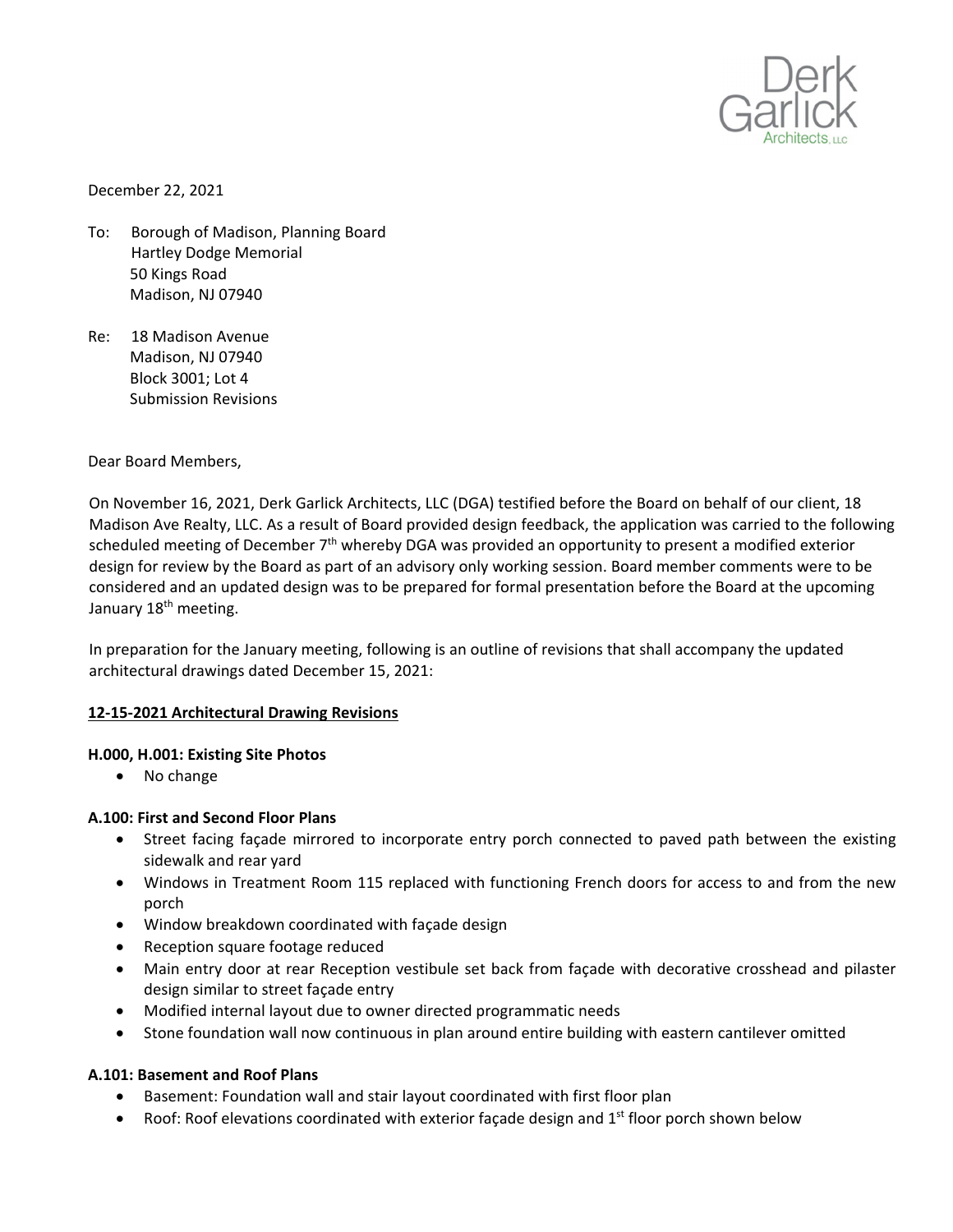Derk Garlick Architects, LLC

December 22, 2021

To: Borough of Madison, Planning Board
Hartley Dodge Memorial
50 Kings Road
Madison, NJ 07940

Re: 18 Madison Avenue
Madison, NJ 07940
Block 3001; Lot 4
Submission Revisions

Dear Board Members,

On November 16, 2021, Derk Garlick Architects, LLC (DGA) testified before the Board on behalf of our client, 18 Madison Ave Realty, LLC. As a result of Board provided design feedback, the application was carried to the following scheduled meeting of December 7th whereby DGA was provided an opportunity to present a modified exterior design for review by the Board as part of an advisory only working session. Board member comments were to be considered and an updated design was to be prepared for formal presentation before the Board at the upcoming January 18th meeting.

In preparation for the January meeting, following is an outline of revisions that shall accompany the updated architectural drawings dated December 15, 2021:

**12-15-2021 Architectural Drawing Revisions**

**H.000, H.001: Existing Site Photos**

- No change

**A.100: First and Second Floor Plans**

- Street facing façade mirrored to incorporate entry porch connected to paved path between the existing sidewalk and rear yard
- Windows in Treatment Room 115 replaced with functioning French doors for access to and from the new porch
- Window breakdown coordinated with façade design
- Reception square footage reduced
- Main entry door at rear Reception vestibule set back from façade with decorative crosshead and pilaster design similar to street façade entry
- Modified internal layout due to owner directed programmatic needs
- Stone foundation wall now continuous in plan around entire building with eastern cantilever omitted

**A.101: Basement and Roof Plans**

- Basement: Foundation wall and stair layout coordinated with first floor plan
- Roof: Roof elevations coordinated with exterior façade design and 1st floor porch shown below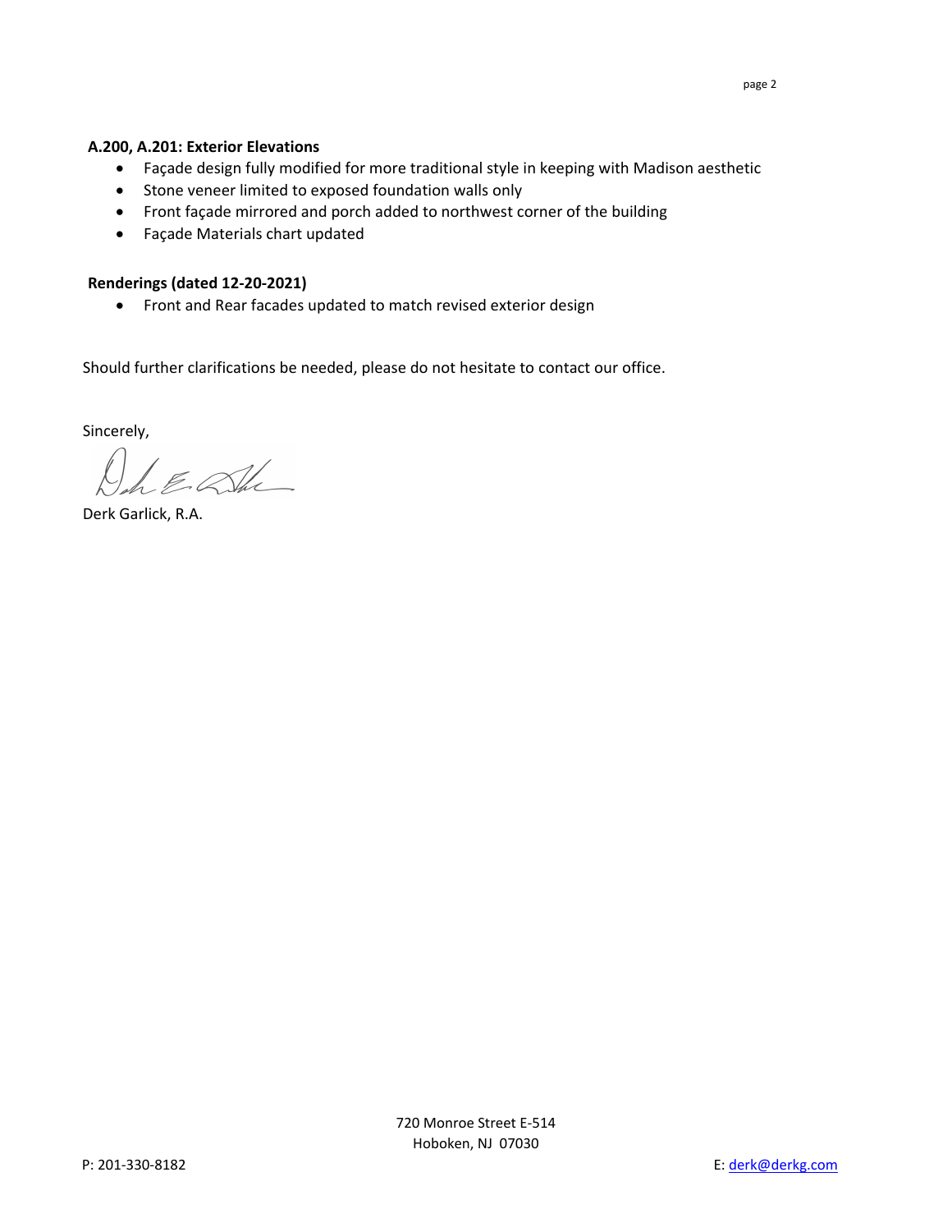**A.200, A.201: Exterior Elevations**

- Façade design fully modified for more traditional style in keeping with Madison aesthetic
- Stone veneer limited to exposed foundation walls only
- Front façade mirrored and porch added to northwest corner of the building
- Façade Materials chart updated

**Renderings (dated 12-20-2021)**

- Front and Rear facades updated to match revised exterior design

Should further clarifications be needed, please do not hesitate to contact our office.

Sincerely,

Derk Garlick, R.A.

720 Monroe Street E-514
Hoboken, NJ 07030

P: 201-330-8182

E: derk@derkg.com